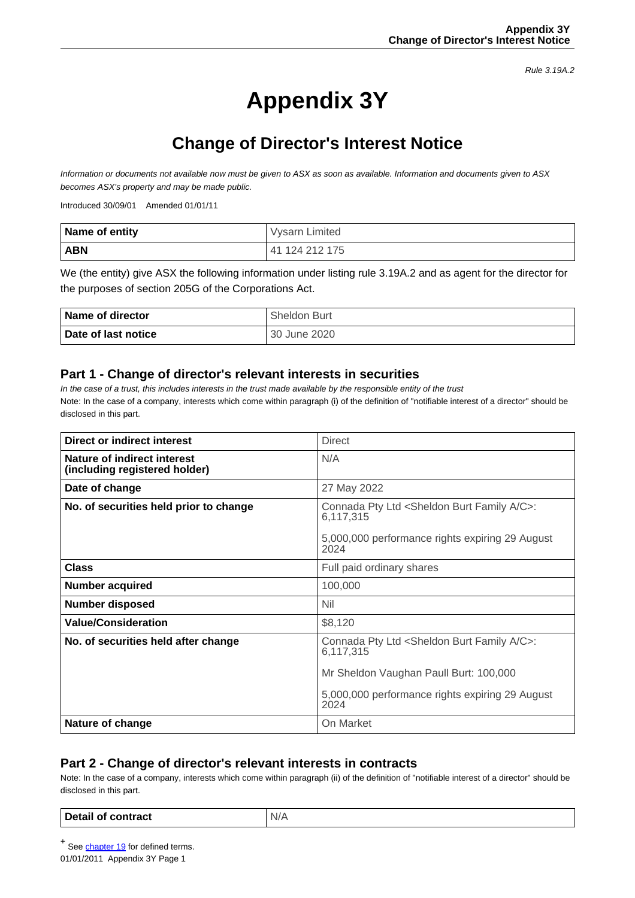Rule 3.19A.2

# Appendix 3Y

## Change of Director's Interest Notice

*Information or documents not available now must be given to ASX as soon as available. Information and documents given to ASX becomes ASX's property and may be made public.*

Introduced 30/09/01 Amended 01/01/11

| Name of entity | Vysarn Limited |
|---|---|
| **ABN** | 41 124 212 175 |

We (the entity) give ASX the following information under listing rule 3.19A.2 and as agent for the director for the purposes of section 205G of the Corporations Act.

| Name of director | Sheldon Burt |
|---|---|
| **Date of last notice** | 30 June 2020 |

## Part 1 - Change of director's relevant interests in securities

*In the case of a trust, this includes interests in the trust made available by the responsible entity of the trust*

Note: In the case of a company, interests which come within paragraph (i) of the definition of "notifiable interest of a director" should be disclosed in this part.

| Direct or indirect interest | Direct |
|---|---|
| **Nature of indirect interest (including registered holder)** | N/A |
| **Date of change** | 27 May 2022 |
| **No. of securities held prior to change** | Connada Pty Ltd <Sheldon Burt Family A/C>: 6,117,315<br><br>5,000,000 performance rights expiring 29 August 2024 |
| **Class** | Full paid ordinary shares |
| **Number acquired** | 100,000 |
| **Number disposed** | Nil |
| **Value/Consideration** | $8,120 |
| **No. of securities held after change** | Connada Pty Ltd <Sheldon Burt Family A/C>: 6,117,315<br><br>Mr Sheldon Vaughan Paull Burt: 100,000<br><br>5,000,000 performance rights expiring 29 August 2024 |
| **Nature of change** | On Market |

## Part 2 - Change of director's relevant interests in contracts

Note: In the case of a company, interests which come within paragraph (ii) of the definition of "notifiable interest of a director" should be disclosed in this part.

| Detail of contract | N/A |
|---|---|

+ See chapter 19 for defined terms.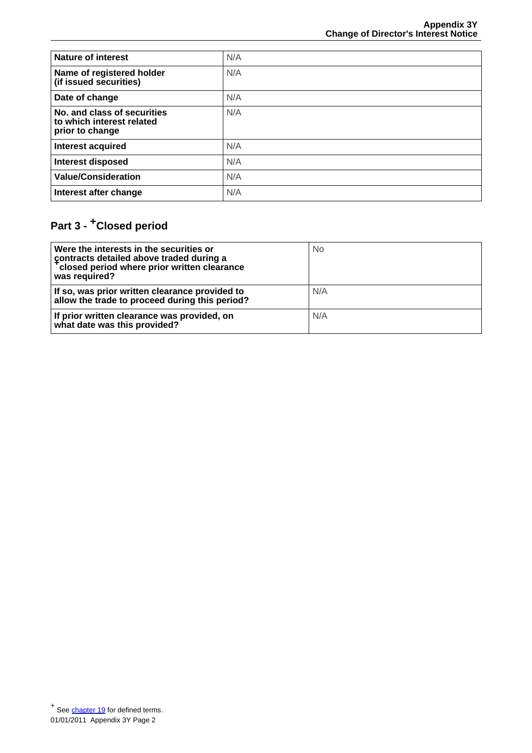| | |
|---|---|
| **Nature of interest** | N/A |
| **Name of registered holder (if issued securities)** | N/A |
| **Date of change** | N/A |
| **No. and class of securities to which interest related prior to change** | N/A |
| **Interest acquired** | N/A |
| **Interest disposed** | N/A |
| **Value/Consideration** | N/A |
| **Interest after change** | N/A |

## Part 3 - +Closed period

| | |
|---|---|
| **Were the interests in the securities or contracts detailed above traded during a +closed period where prior written clearance was required?** | No |
| **If so, was prior written clearance provided to allow the trade to proceed during this period?** | N/A |
| **If prior written clearance was provided, on what date was this provided?** | N/A |

+ See chapter 19 for defined terms.